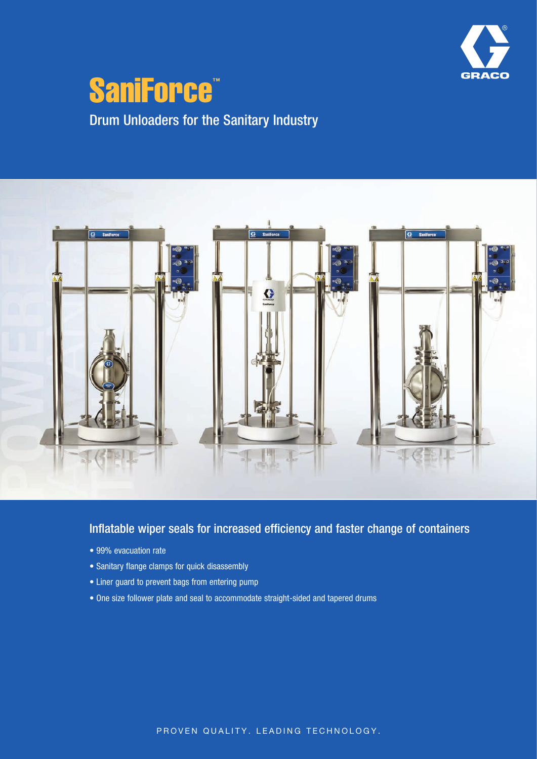# SaniForce™

## Drum Unloaders for the Sanitary Industry

### Inflatable wiper seals for increased efficiency and faster change of containers

- 99% evacuation rate
- Sanitary flange clamps for quick disassembly
- Liner guard to prevent bags from entering pump
- One size follower plate and seal to accommodate straight-sided and tapered drums

PROVEN QUALITY. LEADING TECHNOLOGY.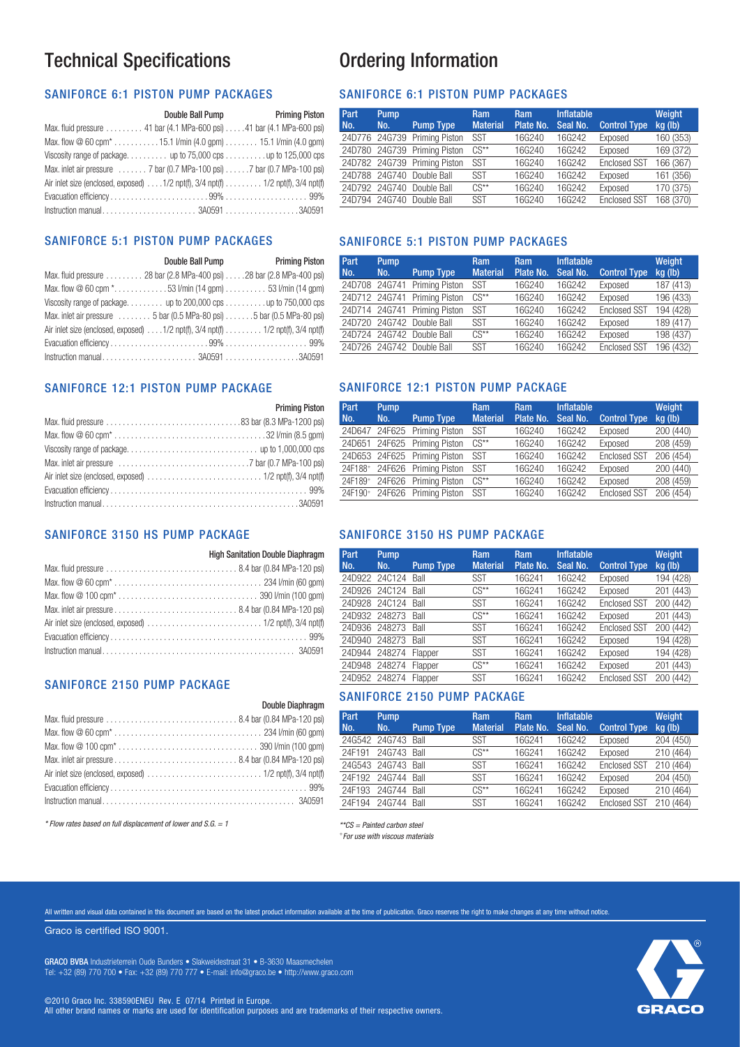# Technical Specifications

## SANIFORCE 6:1 PISTON PUMP PACKAGES

| | Double Ball Pump | Priming Piston |
|---|---|---|
| Max. fluid pressure | 41 bar (4.1 MPa-600 psi) | 41 bar (4.1 MPa-600 psi) |
| Max. flow @ 60 cpm* | 15.1 l/min (4.0 gpm) | 15.1 l/min (4.0 gpm) |
| Viscosity range of package | up to 75,000 cps | up to 125,000 cps |
| Max. inlet air pressure | 7 bar (0.7 MPa-100 psi) | 7 bar (0.7 MPa-100 psi) |
| Air inlet size (enclosed, exposed) | 1/2 npt(f), 3/4 npt(f) | 1/2 npt(f), 3/4 npt(f) |
| Evacuation efficiency | 99% | 99% |
| Instruction manual | 3A0591 | 3A0591 |

## SANIFORCE 5:1 PISTON PUMP PACKAGES

| | Double Ball Pump | Priming Piston |
|---|---|---|
| Max. fluid pressure | 28 bar (2.8 MPa-400 psi) | 28 bar (2.8 MPa-400 psi) |
| Max. flow @ 60 cpm * | 53 l/min (14 gpm) | 53 l/min (14 gpm) |
| Viscosity range of package | up to 200,000 cps | up to 750,000 cps |
| Max. inlet air pressure | 5 bar (0.5 MPa-80 psi) | 5 bar (0.5 MPa-80 psi) |
| Air inlet size (enclosed, exposed) | 1/2 npt(f), 3/4 npt(f) | 1/2 npt(f), 3/4 npt(f) |
| Evacuation efficiency | 99% | 99% |
| Instruction manual | 3A0591 | 3A0591 |

## SANIFORCE 12:1 PISTON PUMP PACKAGE

| | Priming Piston |
|---|---|
| Max. fluid pressure | 83 bar (8.3 MPa-1200 psi) |
| Max. flow @ 60 cpm* | 32 l/min (8.5 gpm) |
| Viscosity range of package | up to 1,000,000 cps |
| Max. inlet air pressure | 7 bar (0.7 MPa-100 psi) |
| Air inlet size (enclosed, exposed) | 1/2 npt(f), 3/4 npt(f) |
| Evacuation efficiency | 99% |
| Instruction manual | 3A0591 |

## SANIFORCE 3150 HS PUMP PACKAGE

| | High Sanitation Double Diaphragm |
|---|---|
| Max. fluid pressure | 8.4 bar (0.84 MPa-120 psi) |
| Max. flow @ 60 cpm* | 234 l/min (60 gpm) |
| Max. flow @ 100 cpm* | 390 l/min (100 gpm) |
| Max. inlet air pressure | 8.4 bar (0.84 MPa-120 psi) |
| Air inlet size (enclosed, exposed) | 1/2 npt(f), 3/4 npt(f) |
| Evacuation efficiency | 99% |
| Instruction manual | 3A0591 |

## SANIFORCE 2150 PUMP PACKAGE

| | Double Diaphragm |
|---|---|
| Max. fluid pressure | 8.4 bar (0.84 MPa-120 psi) |
| Max. flow @ 60 cpm* | 234 l/min (60 gpm) |
| Max. flow @ 100 cpm* | 390 l/min (100 gpm) |
| Max. inlet air pressure | 8.4 bar (0.84 MPa-120 psi) |
| Air inlet size (enclosed, exposed) | 1/2 npt(f), 3/4 npt(f) |
| Evacuation efficiency | 99% |
| Instruction manual | 3A0591 |

*\* Flow rates based on full displacement of lower and S.G. = 1*

# Ordering Information

## SANIFORCE 6:1 PISTON PUMP PACKAGES

| Part No. | Pump No. | Pump Type | Ram Material | Ram Plate No. | Inflatable Seal No. | Control Type | Weight kg (lb) |
|---|---|---|---|---|---|---|---|
| 24D776 | 24G739 | Priming Piston | SST | 16G240 | 16G242 | Exposed | 160 (353) |
| 24D780 | 24G739 | Priming Piston | CS** | 16G240 | 16G242 | Exposed | 169 (372) |
| 24D782 | 24G739 | Priming Piston | SST | 16G240 | 16G242 | Enclosed SST | 166 (367) |
| 24D788 | 24G740 | Double Ball | SST | 16G240 | 16G242 | Exposed | 161 (356) |
| 24D792 | 24G740 | Double Ball | CS** | 16G240 | 16G242 | Exposed | 170 (375) |
| 24D794 | 24G740 | Double Ball | SST | 16G240 | 16G242 | Enclosed SST | 168 (370) |

## SANIFORCE 5:1 PISTON PUMP PACKAGES

| Part No. | Pump No. | Pump Type | Ram Material | Ram Plate No. | Inflatable Seal No. | Control Type | Weight kg (lb) |
|---|---|---|---|---|---|---|---|
| 24D708 | 24G741 | Priming Piston | SST | 16G240 | 16G242 | Exposed | 187 (413) |
| 24D712 | 24G741 | Priming Piston | CS** | 16G240 | 16G242 | Exposed | 196 (433) |
| 24D714 | 24G741 | Priming Piston | SST | 16G240 | 16G242 | Enclosed SST | 194 (428) |
| 24D720 | 24G742 | Double Ball | SST | 16G240 | 16G242 | Exposed | 189 (417) |
| 24D724 | 24G742 | Double Ball | CS** | 16G240 | 16G242 | Exposed | 198 (437) |
| 24D726 | 24G742 | Double Ball | SST | 16G240 | 16G242 | Enclosed SST | 196 (432) |

## SANIFORCE 12:1 PISTON PUMP PACKAGE

| Part No. | Pump No. | Pump Type | Ram Material | Ram Plate No. | Inflatable Seal No. | Control Type | Weight kg (lb) |
|---|---|---|---|---|---|---|---|
| 24D647 | 24F625 | Priming Piston | SST | 16G240 | 16G242 | Exposed | 200 (440) |
| 24D651 | 24F625 | Priming Piston | CS** | 16G240 | 16G242 | Exposed | 208 (459) |
| 24D653 | 24F625 | Priming Piston | SST | 16G240 | 16G242 | Enclosed SST | 206 (454) |
| 24F188+ | 24F626 | Priming Piston | SST | 16G240 | 16G242 | Exposed | 200 (440) |
| 24F189+ | 24F626 | Priming Piston | CS** | 16G240 | 16G242 | Exposed | 208 (459) |
| 24F190+ | 24F626 | Priming Piston | SST | 16G240 | 16G242 | Enclosed SST | 206 (454) |

## SANIFORCE 3150 HS PUMP PACKAGE

| Part No. | Pump No. | Pump Type | Ram Material | Ram Plate No. | Inflatable Seal No. | Control Type | Weight kg (lb) |
|---|---|---|---|---|---|---|---|
| 24D922 | 24C124 | Ball | SST | 16G241 | 16G242 | Exposed | 194 (428) |
| 24D926 | 24C124 | Ball | CS** | 16G241 | 16G242 | Exposed | 201 (443) |
| 24D928 | 24C124 | Ball | SST | 16G241 | 16G242 | Enclosed SST | 200 (442) |
| 24D932 | 248273 | Ball | CS** | 16G241 | 16G242 | Exposed | 201 (443) |
| 24D936 | 248273 | Ball | SST | 16G241 | 16G242 | Enclosed SST | 200 (442) |
| 24D940 | 248273 | Ball | SST | 16G241 | 16G242 | Exposed | 194 (428) |
| 24D944 | 248274 | Flapper | SST | 16G241 | 16G242 | Exposed | 194 (428) |
| 24D948 | 248274 | Flapper | CS** | 16G241 | 16G242 | Exposed | 201 (443) |
| 24D952 | 248274 | Flapper | SST | 16G241 | 16G242 | Enclosed SST | 200 (442) |

## SANIFORCE 2150 PUMP PACKAGE

| Part No. | Pump No. | Pump Type | Ram Material | Ram Plate No. | Inflatable Seal No. | Control Type | Weight kg (lb) |
|---|---|---|---|---|---|---|---|
| 24G542 | 24G743 | Ball | SST | 16G241 | 16G242 | Exposed | 204 (450) |
| 24F191 | 24G743 | Ball | CS** | 16G241 | 16G242 | Exposed | 210 (464) |
| 24G543 | 24G743 | Ball | SST | 16G241 | 16G242 | Enclosed SST | 210 (464) |
| 24F192 | 24G744 | Ball | SST | 16G241 | 16G242 | Exposed | 204 (450) |
| 24F193 | 24G744 | Ball | CS** | 16G241 | 16G242 | Exposed | 210 (464) |
| 24F194 | 24G744 | Ball | SST | 16G241 | 16G242 | Enclosed SST | 210 (464) |

*\*\*CS = Painted carbon steel*

*+ For use with viscous materials*

All written and visual data contained in this document are based on the latest product information available at the time of publication. Graco reserves the right to make changes at any time without notice.

Graco is certified ISO 9001.

**GRACO BVBA** Industrieterrein Oude Bunders • Slakweidestraat 31 • B-3630 Maasmechelen
Tel: +32 (89) 770 700 • Fax: +32 (89) 770 777 • E-mail: info@graco.be • http://www.graco.com

©2010 Graco Inc. 338590ENEU Rev. E 07/14 Printed in Europe.
All other brand names or marks are used for identification purposes and are trademarks of their respective owners.